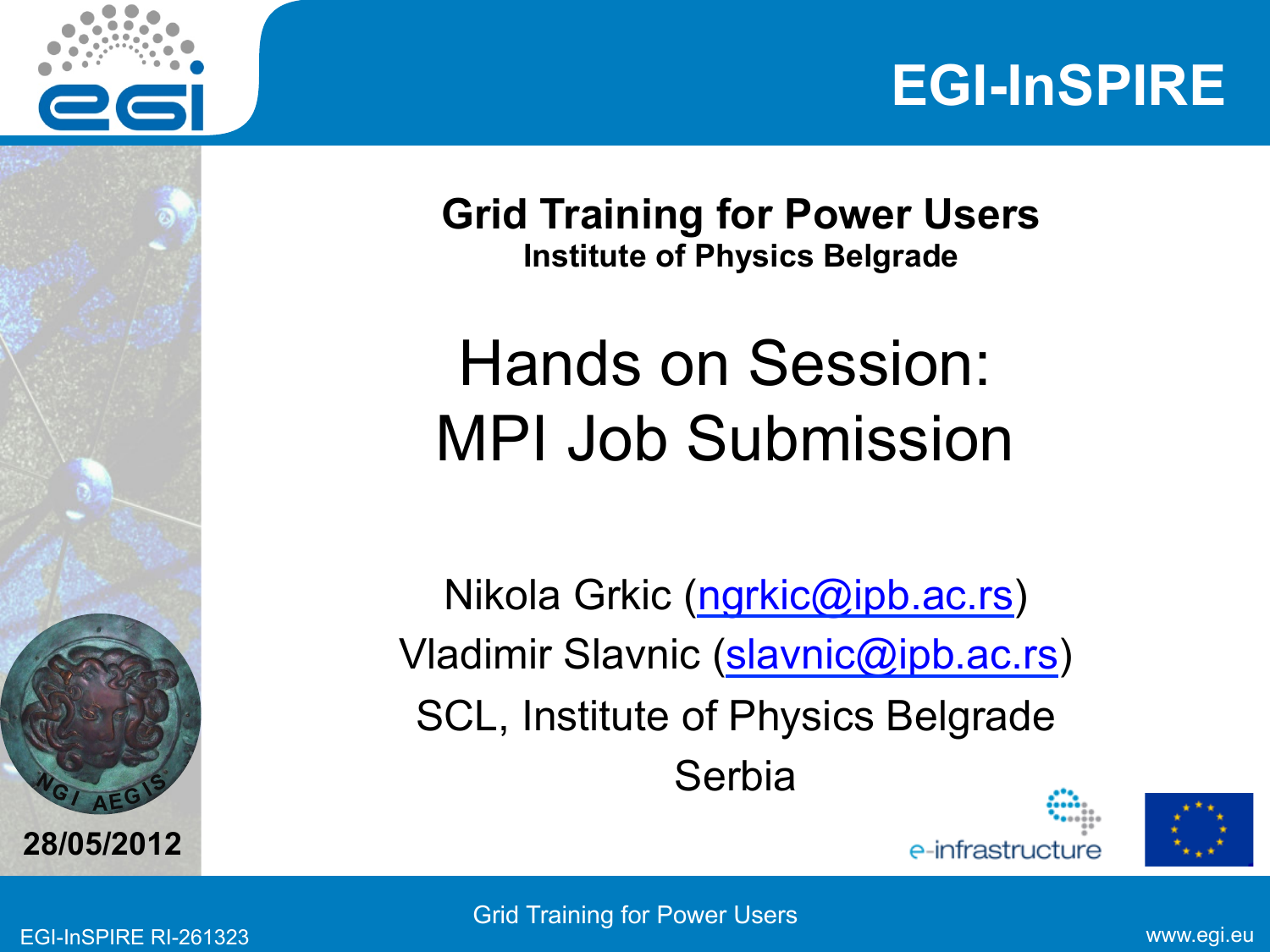**Grid Training for Power Users**

**Institute of Physics Belgrade**

# Hands on Session: MPI Job Submission

Nikola Grkic (ngrkic@ipb.ac.rs)

Vladimir Slavnic (slavnic@ipb.ac.rs)

SCL, Institute of Physics Belgrade

Serbia

**28/05/2012**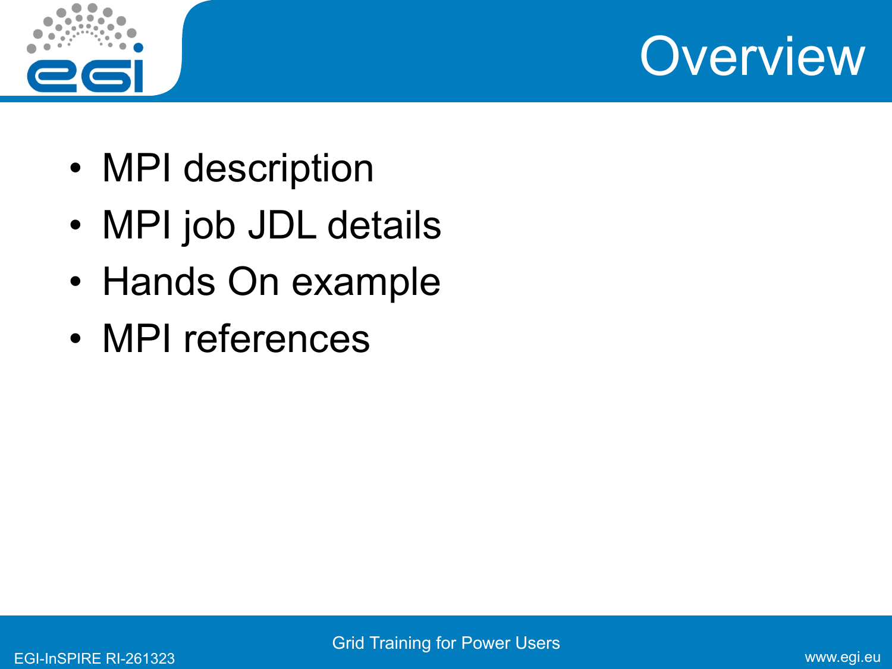# Overview

- MPI description
- MPI job JDL details
- Hands On example
- MPI references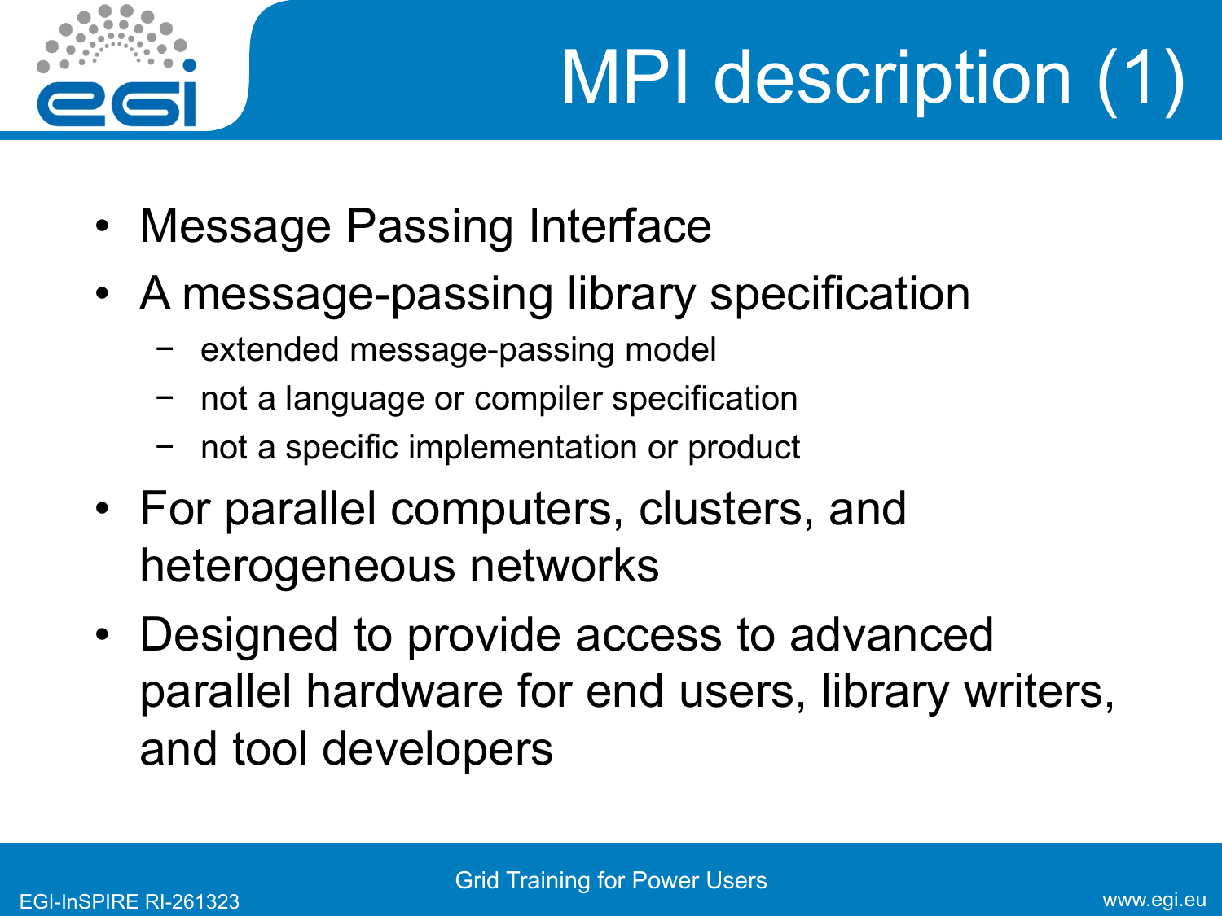# MPI description (1)

- Message Passing Interface
- A message-passing library specification
  - extended message-passing model
  - not a language or compiler specification
  - not a specific implementation or product
- For parallel computers, clusters, and heterogeneous networks
- Designed to provide access to advanced parallel hardware for end users, library writers, and tool developers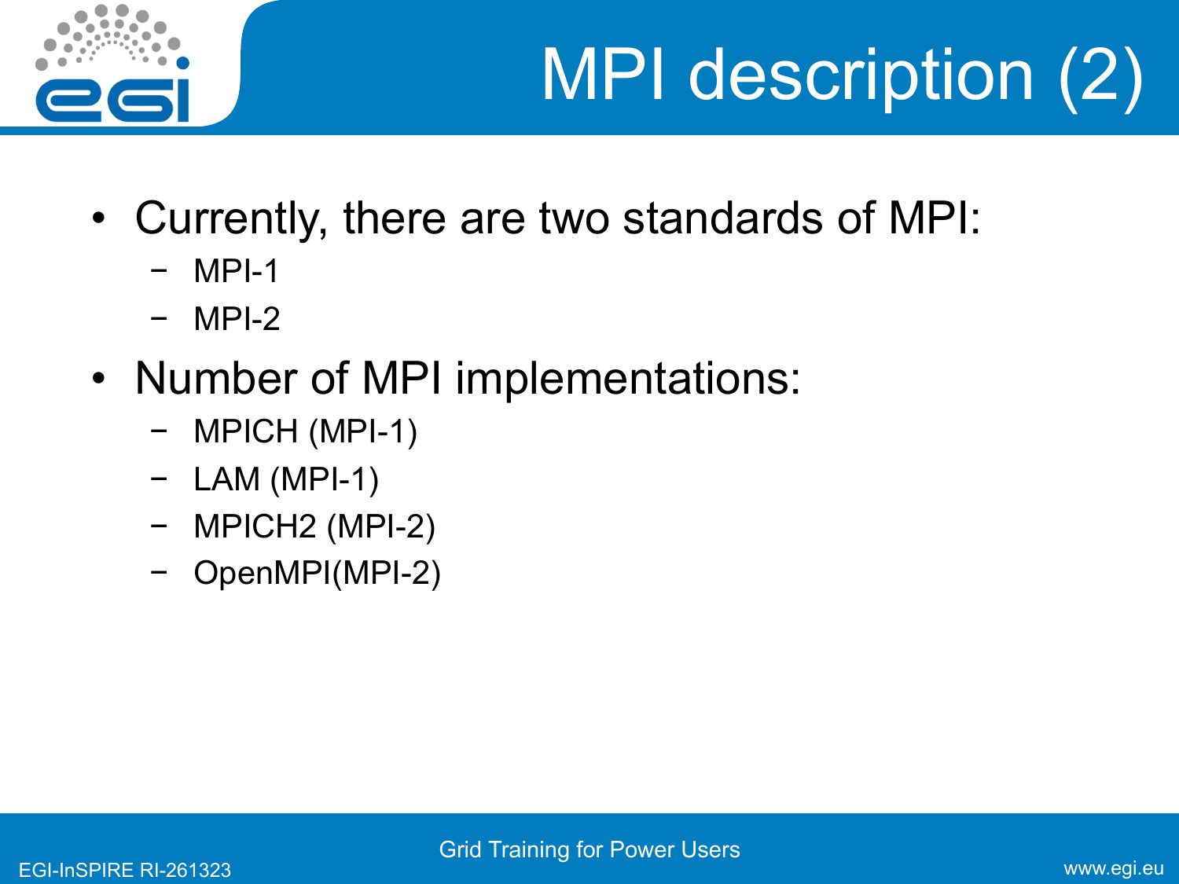# MPI description (2)

- Currently, there are two standards of MPI:
  - MPI-1
  - MPI-2
- Number of MPI implementations:
  - MPICH (MPI-1)
  - LAM (MPI-1)
  - MPICH2 (MPI-2)
  - OpenMPI(MPI-2)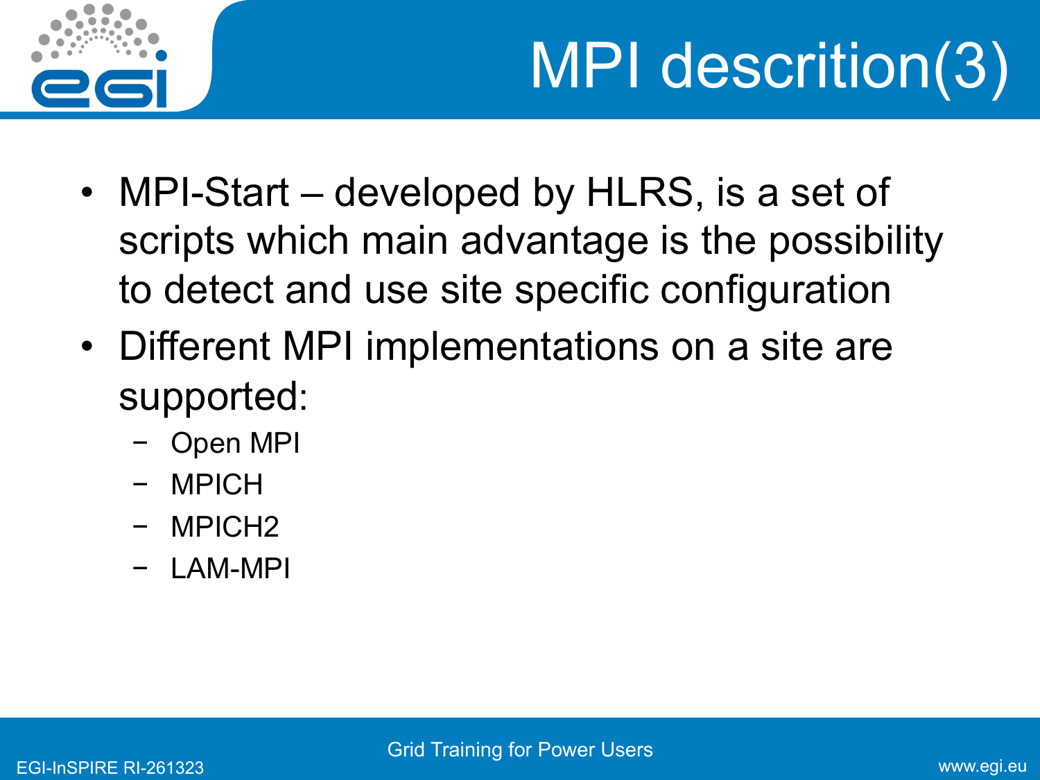# MPI descrition(3)

- MPI-Start – developed by HLRS, is a set of scripts which main advantage is the possibility to detect and use site specific configuration
- Different MPI implementations on a site are supported:
  - Open MPI
  - MPICH
  - MPICH2
  - LAM-MPI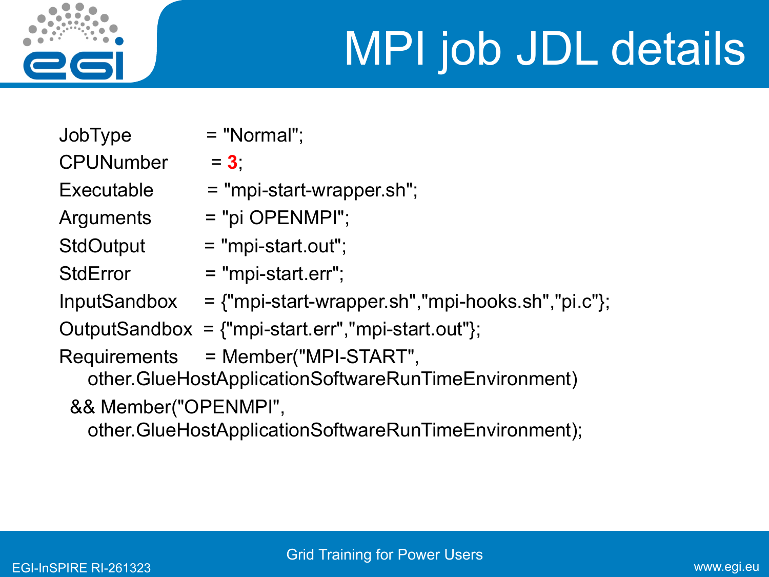# MPI job JDL details

```
JobType          = "Normal";
CPUNumber        = 3;
Executable       = "mpi-start-wrapper.sh";
Arguments        = "pi OPENMPI";
StdOutput        = "mpi-start.out";
StdError         = "mpi-start.err";
InputSandbox     = {"mpi-start-wrapper.sh","mpi-hooks.sh","pi.c"};
OutputSandbox    = {"mpi-start.err","mpi-start.out"};
Requirements     = Member("MPI-START",
    other.GlueHostApplicationSoftwareRunTimeEnvironment)
  && Member("OPENMPI",
    other.GlueHostApplicationSoftwareRunTimeEnvironment);
```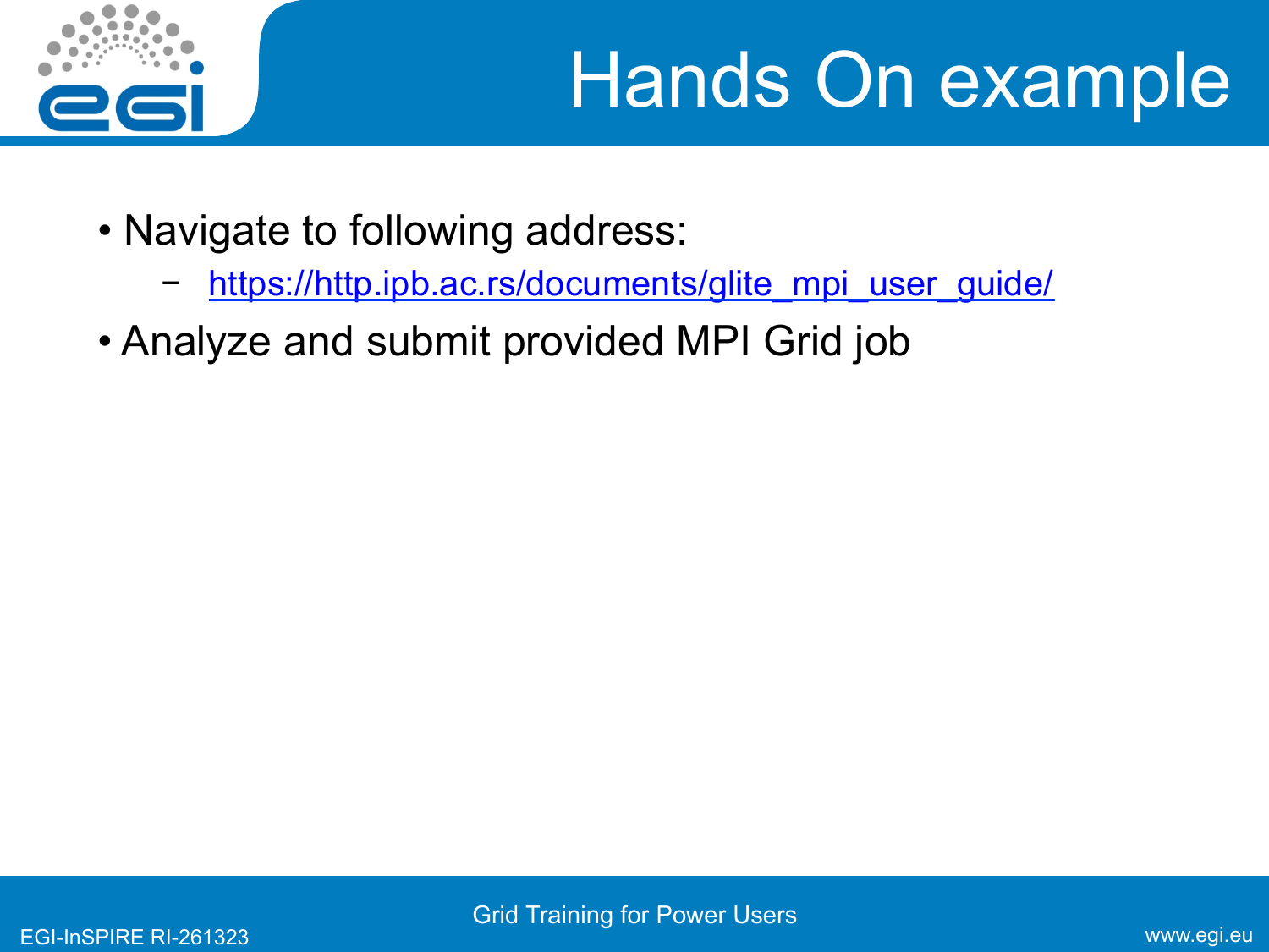# Hands On example

- Navigate to following address:
  - https://http.ipb.ac.rs/documents/glite_mpi_user_guide/
- Analyze and submit provided MPI Grid job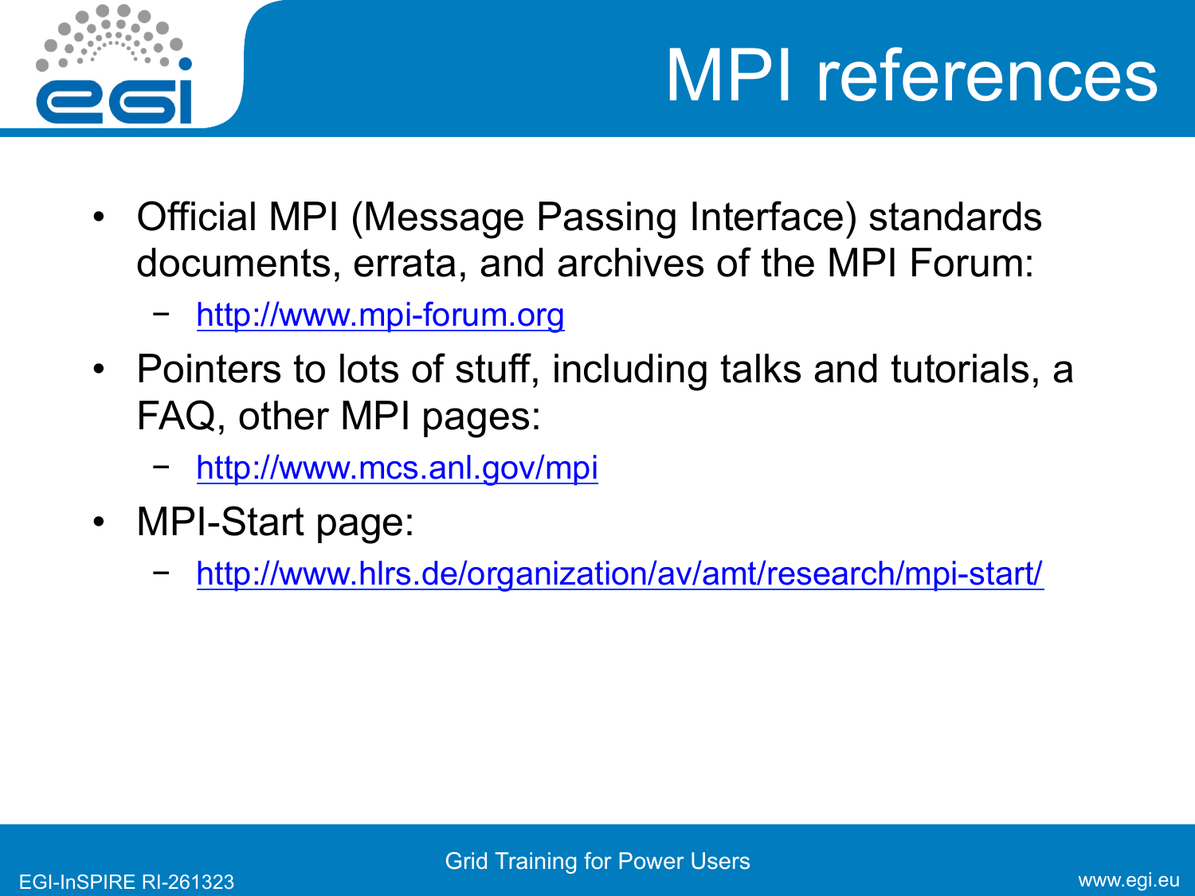# MPI references

- Official MPI (Message Passing Interface) standards documents, errata, and archives of the MPI Forum:
  - http://www.mpi-forum.org
- Pointers to lots of stuff, including talks and tutorials, a FAQ, other MPI pages:
  - http://www.mcs.anl.gov/mpi
- MPI-Start page:
  - http://www.hlrs.de/organization/av/amt/research/mpi-start/